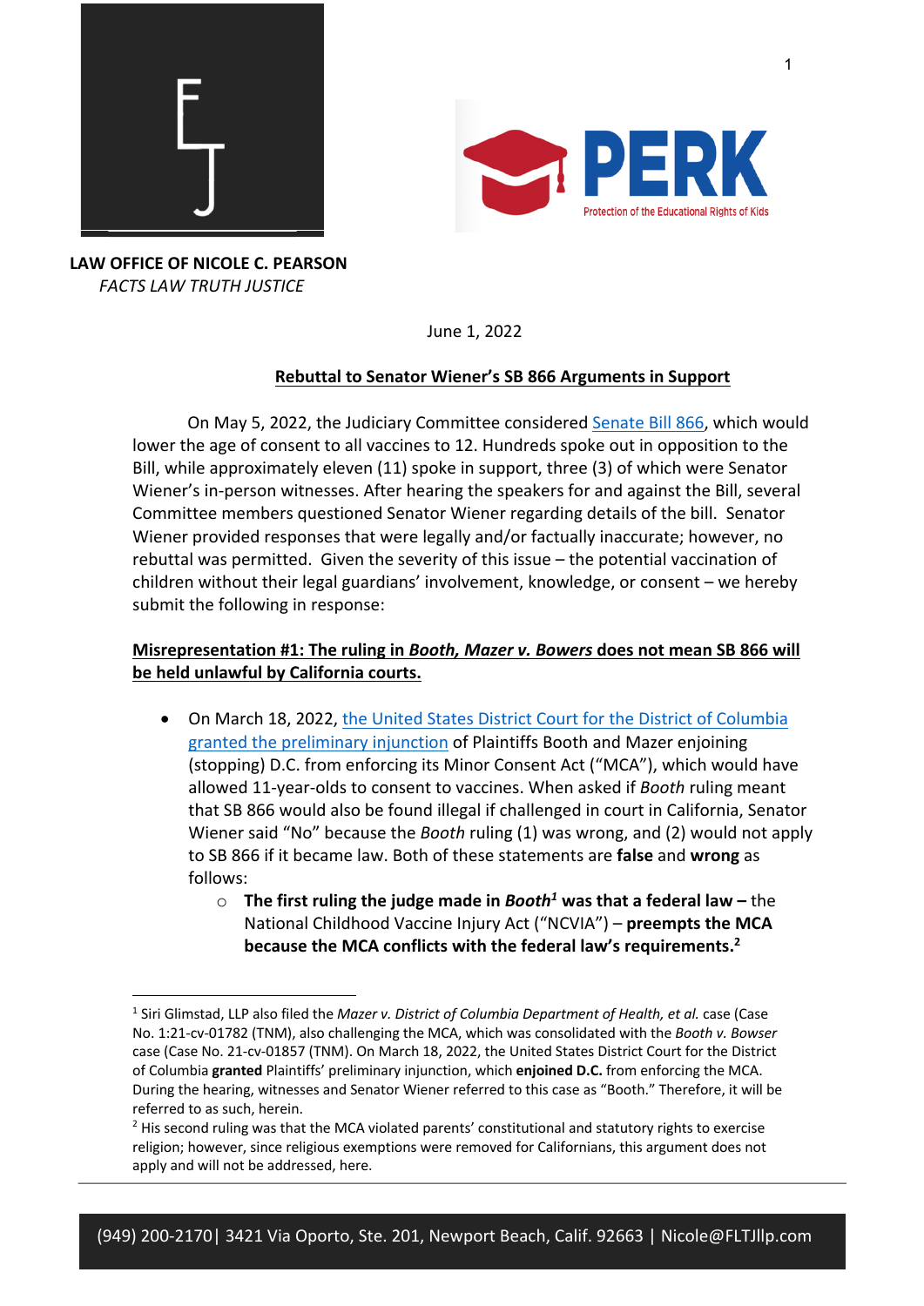**LAW OFFICE OF NICOLE C. PEARSON**
*FACTS LAW TRUTH JUSTICE*

PERK
Protection of the Educational Rights of Kids

June 1, 2022

**Rebuttal to Senator Wiener's SB 866 Arguments in Support**

On May 5, 2022, the Judiciary Committee considered Senate Bill 866, which would lower the age of consent to all vaccines to 12. Hundreds spoke out in opposition to the Bill, while approximately eleven (11) spoke in support, three (3) of which were Senator Wiener's in-person witnesses. After hearing the speakers for and against the Bill, several Committee members questioned Senator Wiener regarding details of the bill. Senator Wiener provided responses that were legally and/or factually inaccurate; however, no rebuttal was permitted. Given the severity of this issue – the potential vaccination of children without their legal guardians' involvement, knowledge, or consent – we hereby submit the following in response:

**Misrepresentation #1: The ruling in *Booth, Mazer v. Bowers* does not mean SB 866 will be held unlawful by California courts.**

- On March 18, 2022, the United States District Court for the District of Columbia granted the preliminary injunction of Plaintiffs Booth and Mazer enjoining (stopping) D.C. from enforcing its Minor Consent Act ("MCA"), which would have allowed 11-year-olds to consent to vaccines. When asked if *Booth* ruling meant that SB 866 would also be found illegal if challenged in court in California, Senator Wiener said "No" because the *Booth* ruling (1) was wrong, and (2) would not apply to SB 866 if it became law. Both of these statements are **false** and **wrong** as follows:
    - **The first ruling the judge made in *Booth*[1] was that a federal law –** the National Childhood Vaccine Injury Act ("NCVIA") – **preempts the MCA because the MCA conflicts with the federal law's requirements.[2]**

---

[1] Siri Glimstad, LLP also filed the *Mazer v. District of Columbia Department of Health, et al.* case (Case No. 1:21-cv-01782 (TNM), also challenging the MCA, which was consolidated with the *Booth v. Bowser* case (Case No. 21-cv-01857 (TNM). On March 18, 2022, the United States District Court for the District of Columbia **granted** Plaintiffs' preliminary injunction, which **enjoined D.C.** from enforcing the MCA. During the hearing, witnesses and Senator Wiener referred to this case as "Booth." Therefore, it will be referred to as such, herein.

[2] His second ruling was that the MCA violated parents' constitutional and statutory rights to exercise religion; however, since religious exemptions were removed for Californians, this argument does not apply and will not be addressed, here.

(949) 200-2170| 3421 Via Oporto, Ste. 201, Newport Beach, Calif. 92663 | Nicole@FLTJllp.com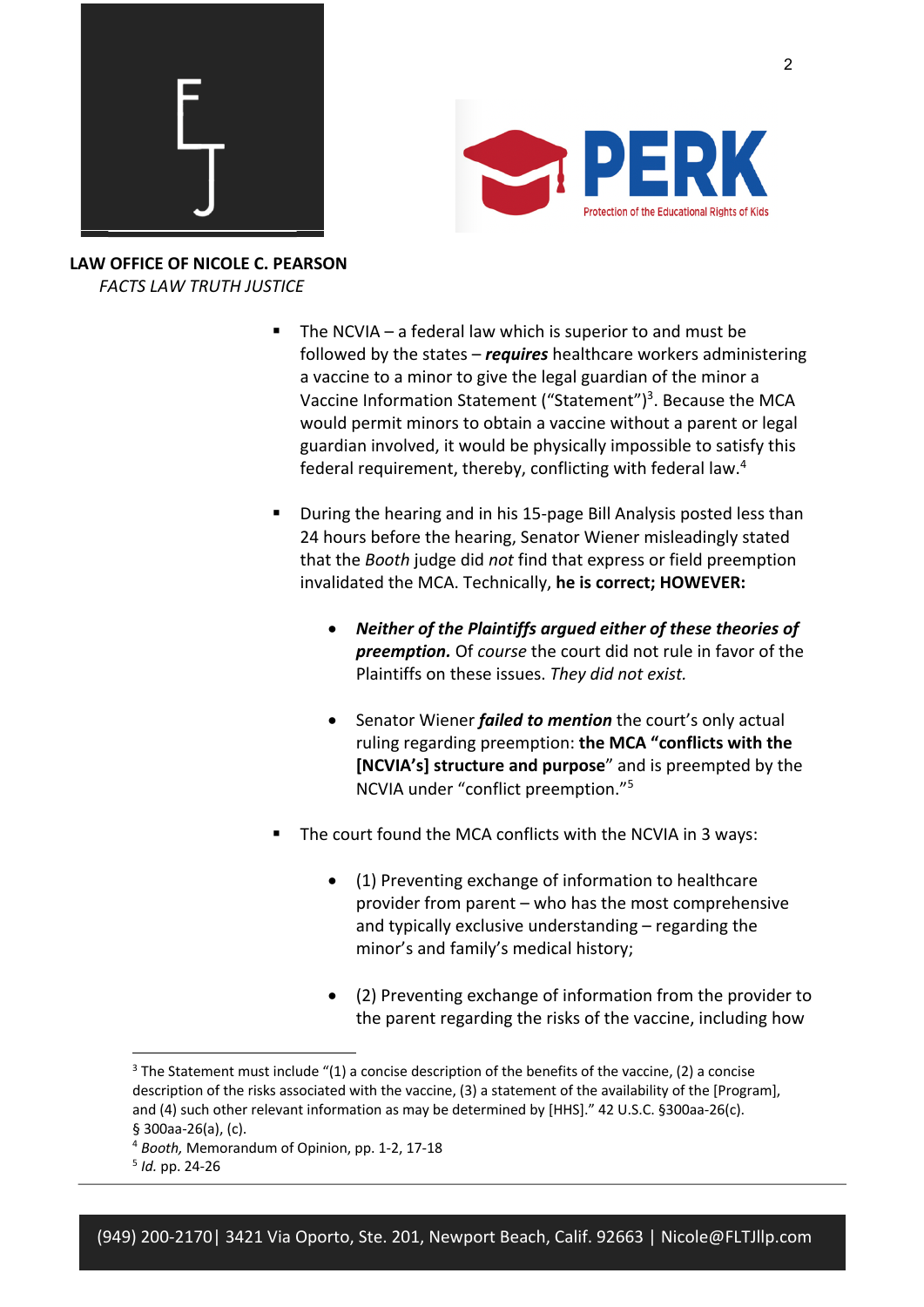**LAW OFFICE OF NICOLE C. PEARSON**
*FACTS LAW TRUTH JUSTICE*

- The NCVIA – a federal law which is superior to and must be followed by the states – ***requires*** healthcare workers administering a vaccine to a minor to give the legal guardian of the minor a Vaccine Information Statement ("Statement")[3]. Because the MCA would permit minors to obtain a vaccine without a parent or legal guardian involved, it would be physically impossible to satisfy this federal requirement, thereby, conflicting with federal law.[4]

- During the hearing and in his 15-page Bill Analysis posted less than 24 hours before the hearing, Senator Wiener misleadingly stated that the *Booth* judge did *not* find that express or field preemption invalidated the MCA. Technically, **he is correct; HOWEVER:**

  - ***Neither of the Plaintiffs argued either of these theories of preemption.*** Of *course* the court did not rule in favor of the Plaintiffs on these issues. *They did not exist.*

  - Senator Wiener ***failed to mention*** the court's only actual ruling regarding preemption: **the MCA "conflicts with the [NCVIA's] structure and purpose**" and is preempted by the NCVIA under "conflict preemption."[5]

- The court found the MCA conflicts with the NCVIA in 3 ways:

  - (1) Preventing exchange of information to healthcare provider from parent – who has the most comprehensive and typically exclusive understanding – regarding the minor's and family's medical history;

  - (2) Preventing exchange of information from the provider to the parent regarding the risks of the vaccine, including how

---

[3] The Statement must include "(1) a concise description of the benefits of the vaccine, (2) a concise description of the risks associated with the vaccine, (3) a statement of the availability of the [Program], and (4) such other relevant information as may be determined by [HHS]." 42 U.S.C. §300aa-26(c). § 300aa-26(a), (c).

[4] *Booth,* Memorandum of Opinion, pp. 1-2, 17-18

[5] *Id.* pp. 24-26

(949) 200-2170| 3421 Via Oporto, Ste. 201, Newport Beach, Calif. 92663 | Nicole@FLTJllp.com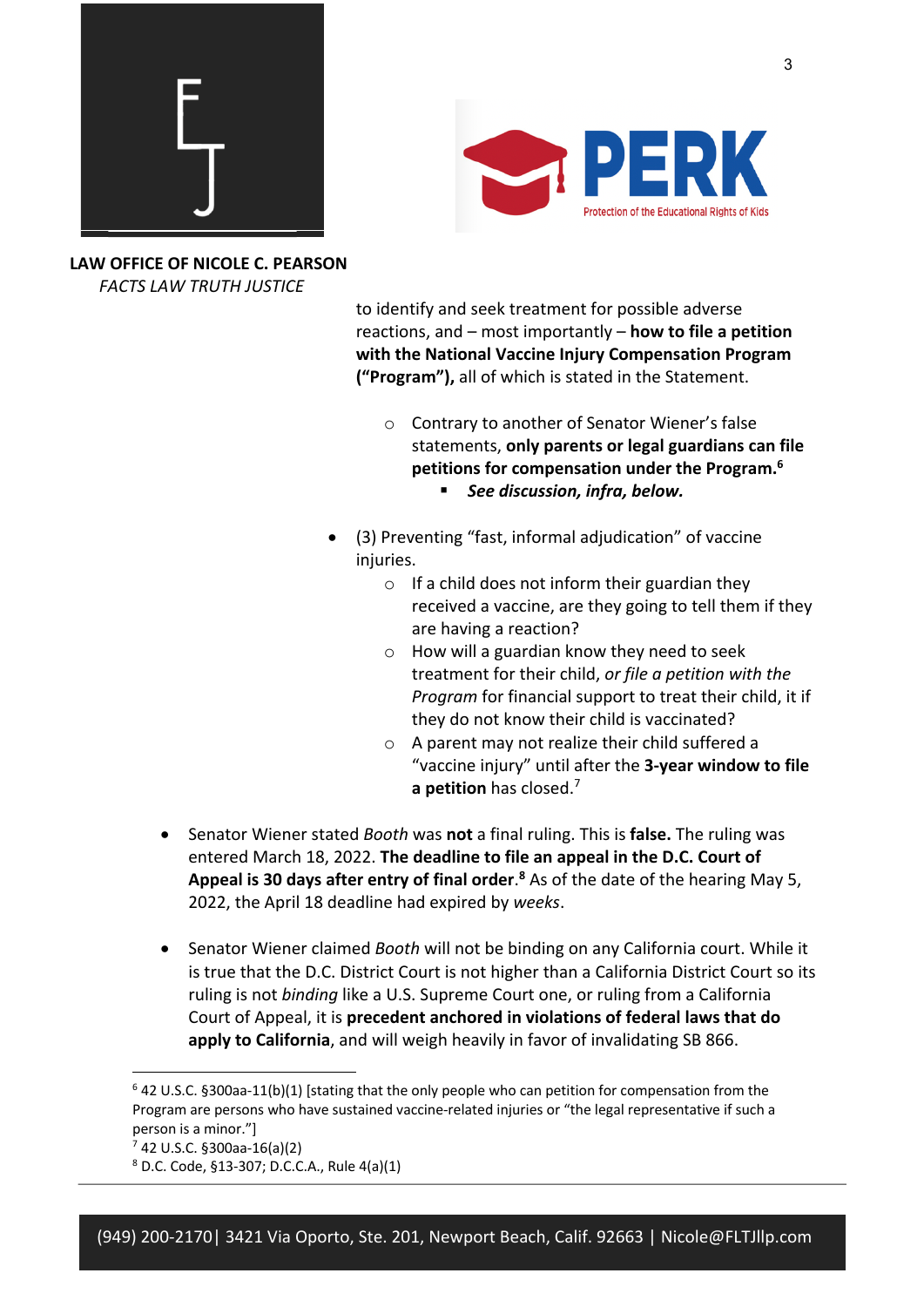to identify and seek treatment for possible adverse reactions, and – most importantly – **how to file a petition with the National Vaccine Injury Compensation Program ("Program"),** all of which is stated in the Statement.

- Contrary to another of Senator Wiener's false statements, **only parents or legal guardians can file petitions for compensation under the Program.**[6]
  - ***See discussion, infra, below.***

- (3) Preventing "fast, informal adjudication" of vaccine injuries.
  - If a child does not inform their guardian they received a vaccine, are they going to tell them if they are having a reaction?
  - How will a guardian know they need to seek treatment for their child, *or file a petition with the Program* for financial support to treat their child, it if they do not know their child is vaccinated?
  - A parent may not realize their child suffered a "vaccine injury" until after the **3-year window to file a petition** has closed.[7]

- Senator Wiener stated *Booth* was **not** a final ruling. This is **false.** The ruling was entered March 18, 2022. **The deadline to file an appeal in the D.C. Court of Appeal is 30 days after entry of final order**.[8] As of the date of the hearing May 5, 2022, the April 18 deadline had expired by *weeks*.

- Senator Wiener claimed *Booth* will not be binding on any California court. While it is true that the D.C. District Court is not higher than a California District Court so its ruling is not *binding* like a U.S. Supreme Court one, or ruling from a California Court of Appeal, it is **precedent anchored in violations of federal laws that do apply to California**, and will weigh heavily in favor of invalidating SB 866.

---

[6] 42 U.S.C. §300aa-11(b)(1) [stating that the only people who can petition for compensation from the Program are persons who have sustained vaccine-related injuries or "the legal representative if such a person is a minor."]

[7] 42 U.S.C. §300aa-16(a)(2)

[8] D.C. Code, §13-307; D.C.C.A., Rule 4(a)(1)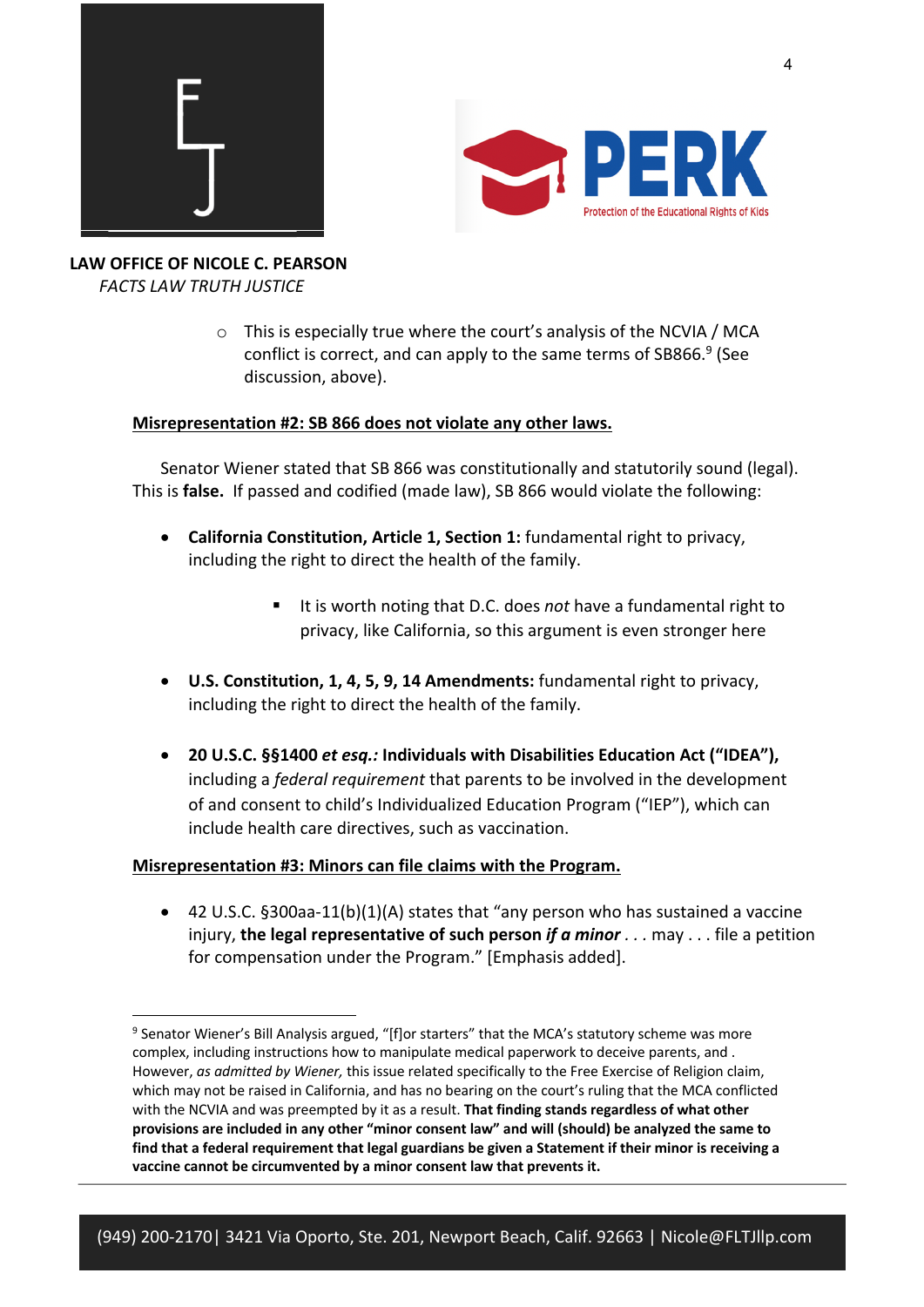- This is especially true where the court's analysis of the NCVIA / MCA conflict is correct, and can apply to the same terms of SB866.[9] (See discussion, above).

**Misrepresentation #2: SB 866 does not violate any other laws.**

Senator Wiener stated that SB 866 was constitutionally and statutorily sound (legal). This is **false.** If passed and codified (made law), SB 866 would violate the following:

- **California Constitution, Article 1, Section 1:** fundamental right to privacy, including the right to direct the health of the family.
  - It is worth noting that D.C. does *not* have a fundamental right to privacy, like California, so this argument is even stronger here
- **U.S. Constitution, 1, 4, 5, 9, 14 Amendments:** fundamental right to privacy, including the right to direct the health of the family.
- **20 U.S.C. §§1400 *et esq.:* Individuals with Disabilities Education Act ("IDEA"),** including a *federal requirement* that parents to be involved in the development of and consent to child's Individualized Education Program ("IEP"), which can include health care directives, such as vaccination.

**Misrepresentation #3: Minors can file claims with the Program.**

- 42 U.S.C. §300aa-11(b)(1)(A) states that "any person who has sustained a vaccine injury, **the legal representative of such person *if a minor*** . . . may . . . file a petition for compensation under the Program." [Emphasis added].

---

[9] Senator Wiener's Bill Analysis argued, "[f]or starters" that the MCA's statutory scheme was more complex, including instructions how to manipulate medical paperwork to deceive parents, and . However, *as admitted by Wiener,* this issue related specifically to the Free Exercise of Religion claim, which may not be raised in California, and has no bearing on the court's ruling that the MCA conflicted with the NCVIA and was preempted by it as a result. **That finding stands regardless of what other provisions are included in any other "minor consent law" and will (should) be analyzed the same to find that a federal requirement that legal guardians be given a Statement if their minor is receiving a vaccine cannot be circumvented by a minor consent law that prevents it.**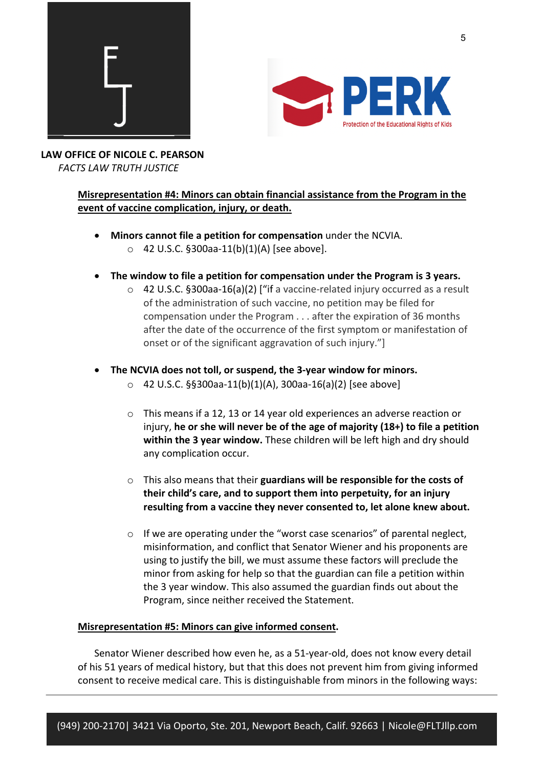**LAW OFFICE OF NICOLE C. PEARSON**
*FACTS LAW TRUTH JUSTICE*

**Misrepresentation #4: Minors can obtain financial assistance from the Program in the event of vaccine complication, injury, or death.**

- **Minors cannot file a petition for compensation** under the NCVIA.
  - 42 U.S.C. §300aa-11(b)(1)(A) [see above].

- **The window to file a petition for compensation under the Program is 3 years.**
  - 42 U.S.C. §300aa-16(a)(2) ["if a vaccine-related injury occurred as a result of the administration of such vaccine, no petition may be filed for compensation under the Program . . . after the expiration of 36 months after the date of the occurrence of the first symptom or manifestation of onset or of the significant aggravation of such injury."]

- **The NCVIA does not toll, or suspend, the 3-year window for minors.**
  - 42 U.S.C. §§300aa-11(b)(1)(A), 300aa-16(a)(2) [see above]
  - This means if a 12, 13 or 14 year old experiences an adverse reaction or injury, **he or she will never be of the age of majority (18+) to file a petition within the 3 year window.** These children will be left high and dry should any complication occur.
  - This also means that their **guardians will be responsible for the costs of their child's care, and to support them into perpetuity, for an injury resulting from a vaccine they never consented to, let alone knew about.**
  - If we are operating under the "worst case scenarios" of parental neglect, misinformation, and conflict that Senator Wiener and his proponents are using to justify the bill, we must assume these factors will preclude the minor from asking for help so that the guardian can file a petition within the 3 year window. This also assumed the guardian finds out about the Program, since neither received the Statement.

**Misrepresentation #5: Minors can give informed consent.**

Senator Wiener described how even he, as a 51-year-old, does not know every detail of his 51 years of medical history, but that this does not prevent him from giving informed consent to receive medical care. This is distinguishable from minors in the following ways: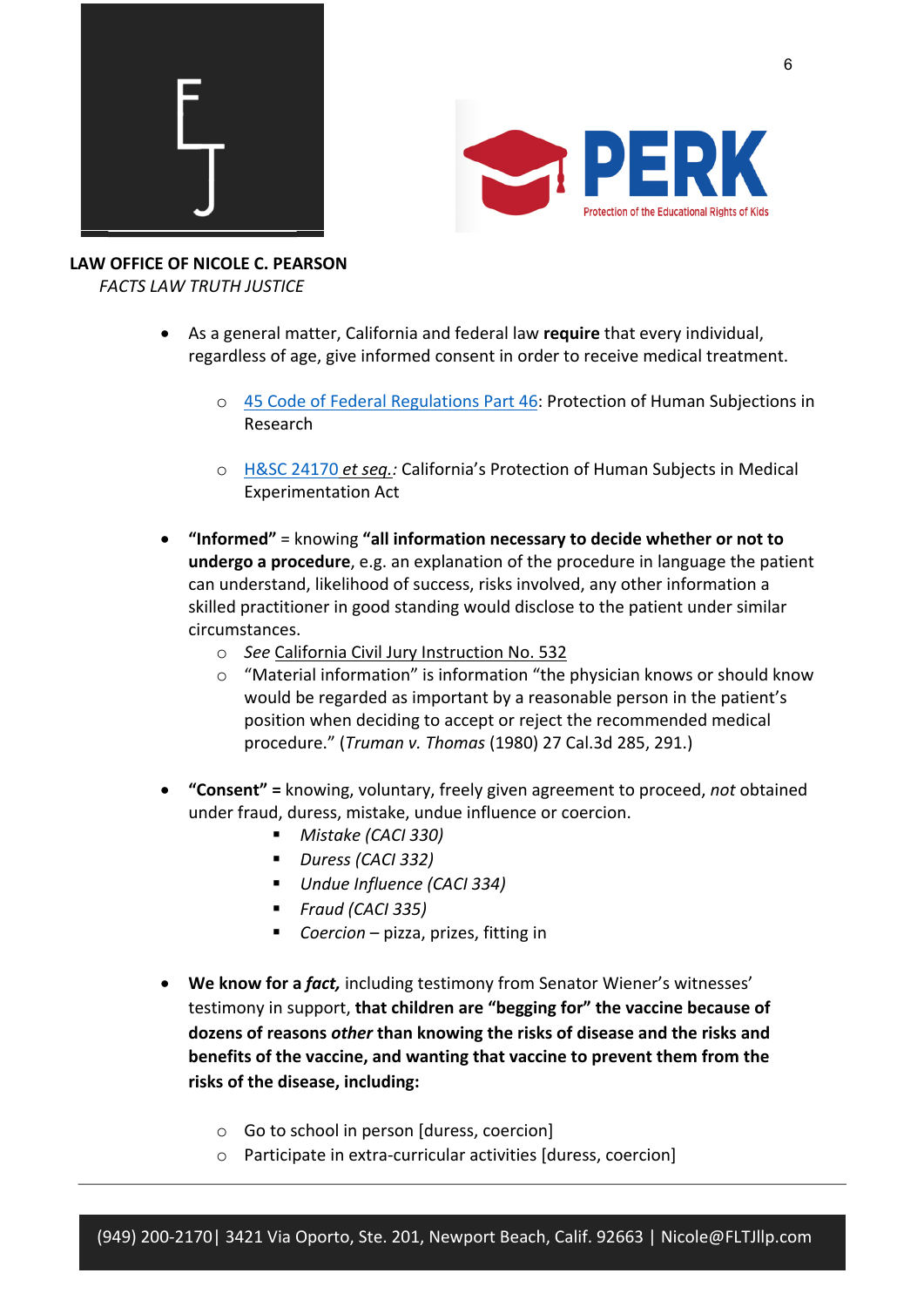**LAW OFFICE OF NICOLE C. PEARSON**
*FACTS LAW TRUTH JUSTICE*

- As a general matter, California and federal law **require** that every individual, regardless of age, give informed consent in order to receive medical treatment.
  - 45 Code of Federal Regulations Part 46: Protection of Human Subjections in Research
  - H&SC 24170 *et seq.*: California's Protection of Human Subjects in Medical Experimentation Act

- **"Informed"** = knowing **"all information necessary to decide whether or not to undergo a procedure**, e.g. an explanation of the procedure in language the patient can understand, likelihood of success, risks involved, any other information a skilled practitioner in good standing would disclose to the patient under similar circumstances.
  - *See* California Civil Jury Instruction No. 532
  - "Material information" is information "the physician knows or should know would be regarded as important by a reasonable person in the patient's position when deciding to accept or reject the recommended medical procedure." (*Truman v. Thomas* (1980) 27 Cal.3d 285, 291.)

- **"Consent" =** knowing, voluntary, freely given agreement to proceed, *not* obtained under fraud, duress, mistake, undue influence or coercion.
  - *Mistake (CACI 330)*
  - *Duress (CACI 332)*
  - *Undue Influence (CACI 334)*
  - *Fraud (CACI 335)*
  - *Coercion* – pizza, prizes, fitting in

- **We know for a *fact,*** including testimony from Senator Wiener's witnesses' testimony in support, **that children are "begging for" the vaccine because of dozens of reasons *other* than knowing the risks of disease and the risks and benefits of the vaccine, and wanting that vaccine to prevent them from the risks of the disease, including:**
  - Go to school in person [duress, coercion]
  - Participate in extra-curricular activities [duress, coercion]

(949) 200-2170| 3421 Via Oporto, Ste. 201, Newport Beach, Calif. 92663 | Nicole@FLTJllp.com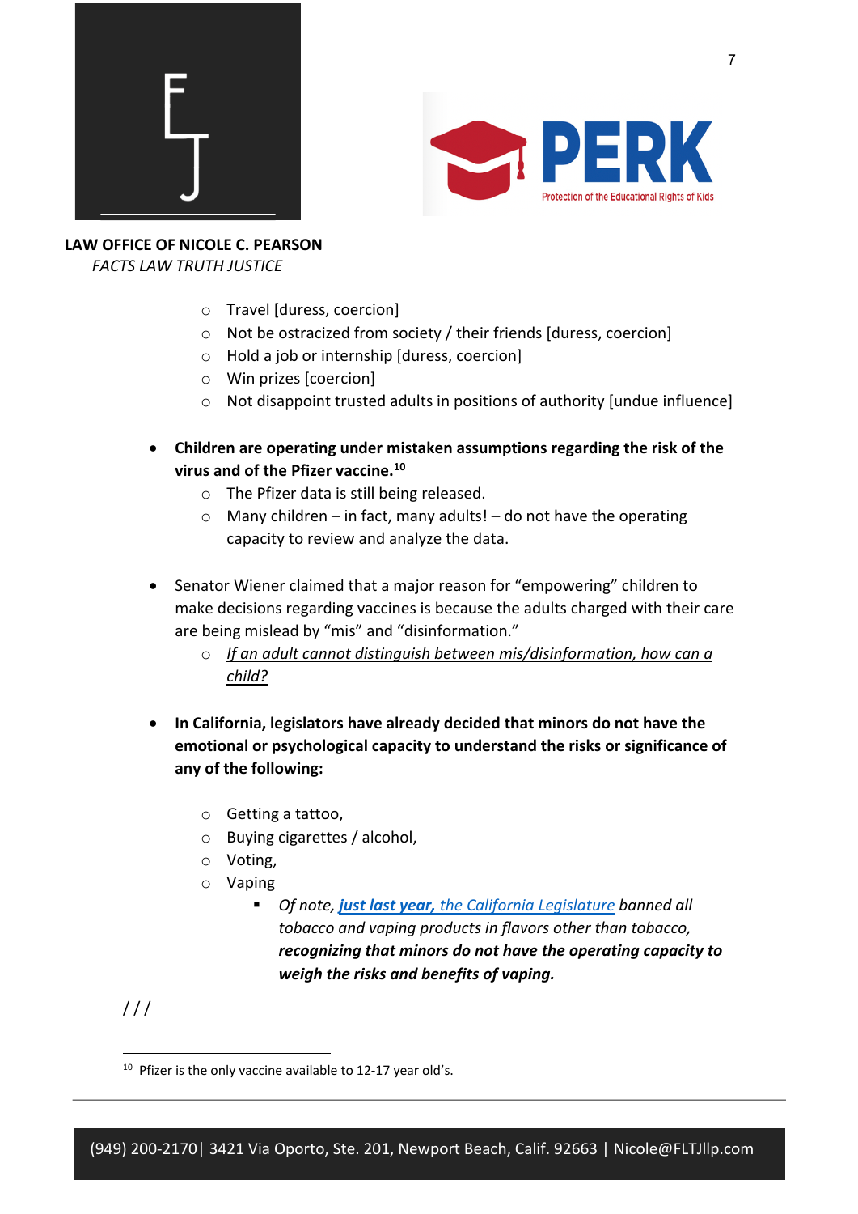**LAW OFFICE OF NICOLE C. PEARSON**
*FACTS LAW TRUTH JUSTICE*

  - Travel [duress, coercion]
  - Not be ostracized from society / their friends [duress, coercion]
  - Hold a job or internship [duress, coercion]
  - Win prizes [coercion]
  - Not disappoint trusted adults in positions of authority [undue influence]

- **Children are operating under mistaken assumptions regarding the risk of the virus and of the Pfizer vaccine.**[10]
  - The Pfizer data is still being released.
  - Many children – in fact, many adults! – do not have the operating capacity to review and analyze the data.

- Senator Wiener claimed that a major reason for "empowering" children to make decisions regarding vaccines is because the adults charged with their care are being mislead by "mis" and "disinformation."
  - *<u>If an adult cannot distinguish between mis/disinformation, how can a child?</u>*

- **In California, legislators have already decided that minors do not have the emotional or psychological capacity to understand the risks or significance of any of the following:**
  - Getting a tattoo,
  - Buying cigarettes / alcohol,
  - Voting,
  - Vaping
    - *Of note, **just last year,** the California Legislature banned all tobacco and vaping products in flavors other than tobacco, **recognizing that minors do not have the operating capacity to weigh the risks and benefits of vaping.***

/ / /

[10] Pfizer is the only vaccine available to 12-17 year old's.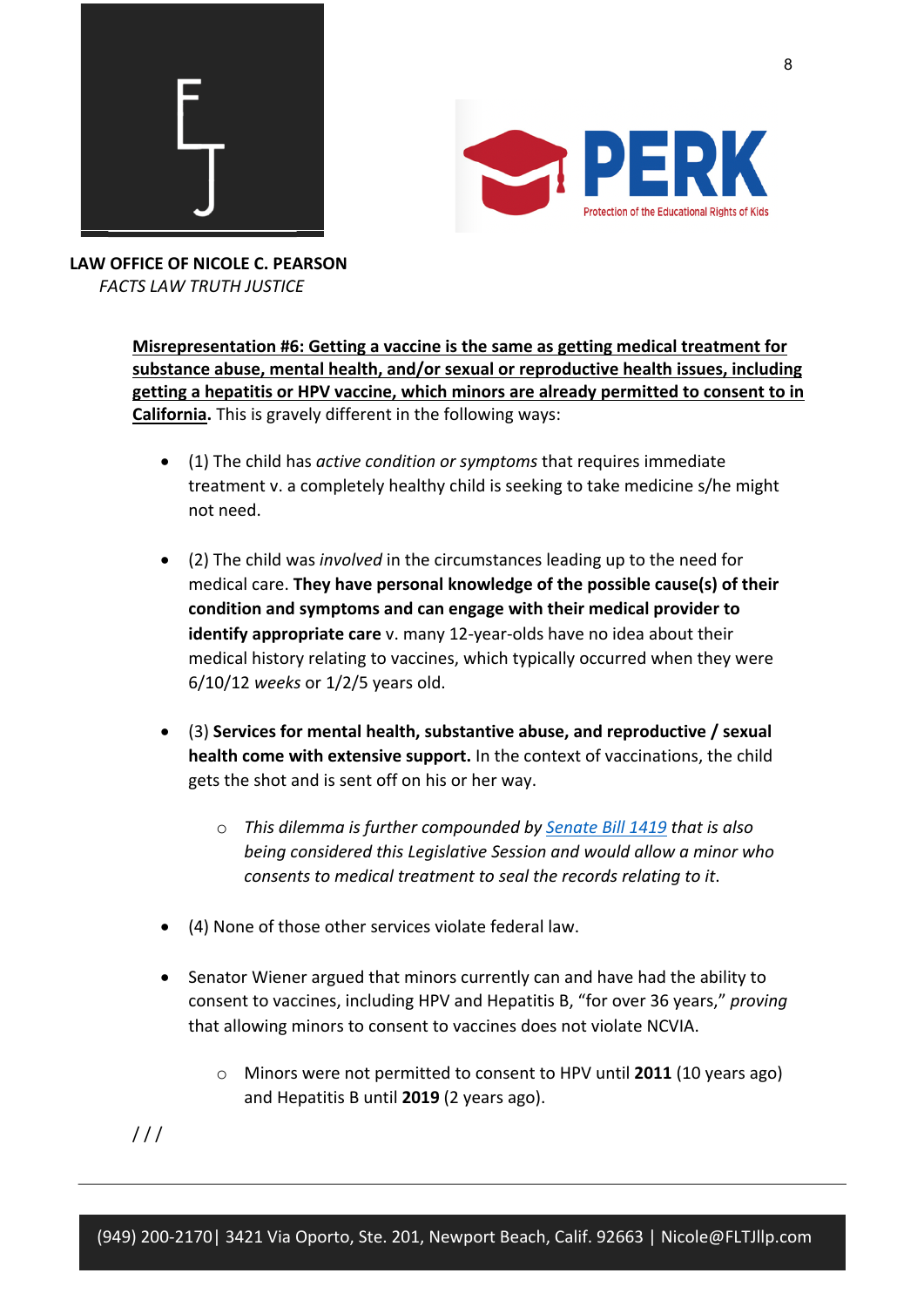**LAW OFFICE OF NICOLE C. PEARSON**
*FACTS LAW TRUTH JUSTICE*

**Misrepresentation #6: Getting a vaccine is the same as getting medical treatment for substance abuse, mental health, and/or sexual or reproductive health issues, including getting a hepatitis or HPV vaccine, which minors are already permitted to consent to in California.** This is gravely different in the following ways:

- (1) The child has *active condition or symptoms* that requires immediate treatment v. a completely healthy child is seeking to take medicine s/he might not need.

- (2) The child was *involved* in the circumstances leading up to the need for medical care. **They have personal knowledge of the possible cause(s) of their condition and symptoms and can engage with their medical provider to identify appropriate care** v. many 12-year-olds have no idea about their medical history relating to vaccines, which typically occurred when they were 6/10/12 *weeks* or 1/2/5 years old.

- (3) **Services for mental health, substantive abuse, and reproductive / sexual health come with extensive support.** In the context of vaccinations, the child gets the shot and is sent off on his or her way.

  - *This dilemma is further compounded by [Senate Bill 1419] that is also being considered this Legislative Session and would allow a minor who consents to medical treatment to seal the records relating to it.*

- (4) None of those other services violate federal law.

- Senator Wiener argued that minors currently can and have had the ability to consent to vaccines, including HPV and Hepatitis B, "for over 36 years," *proving* that allowing minors to consent to vaccines does not violate NCVIA.

  - Minors were not permitted to consent to HPV until **2011** (10 years ago) and Hepatitis B until **2019** (2 years ago).

/ / /

(949) 200-2170| 3421 Via Oporto, Ste. 201, Newport Beach, Calif. 92663 | Nicole@FLTJllp.com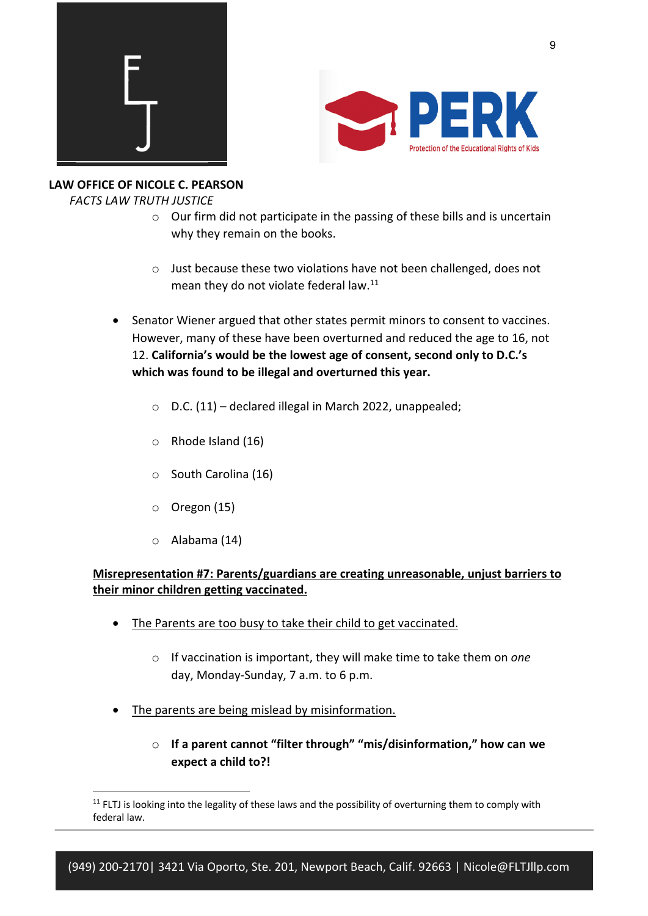**LAW OFFICE OF NICOLE C. PEARSON**

*FACTS LAW TRUTH JUSTICE*

- Our firm did not participate in the passing of these bills and is uncertain why they remain on the books.
- Just because these two violations have not been challenged, does not mean they do not violate federal law.[11]

- Senator Wiener argued that other states permit minors to consent to vaccines. However, many of these have been overturned and reduced the age to 16, not 12. **California's would be the lowest age of consent, second only to D.C.'s which was found to be illegal and overturned this year.**
  - D.C. (11) – declared illegal in March 2022, unappealed;
  - Rhode Island (16)
  - South Carolina (16)
  - Oregon (15)
  - Alabama (14)

**<u>Misrepresentation #7: Parents/guardians are creating unreasonable, unjust barriers to their minor children getting vaccinated.</u>**

- <u>The Parents are too busy to take their child to get vaccinated.</u>
  - If vaccination is important, they will make time to take them on *one* day, Monday-Sunday, 7 a.m. to 6 p.m.
- <u>The parents are being mislead by misinformation.</u>
  - **If a parent cannot "filter through" "mis/disinformation," how can we expect a child to?!**

---

[11] FLTJ is looking into the legality of these laws and the possibility of overturning them to comply with federal law.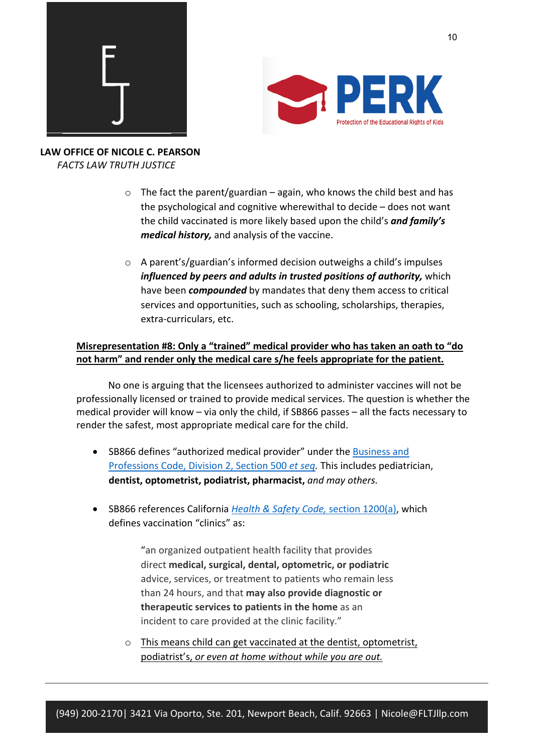**LAW OFFICE OF NICOLE C. PEARSON**
*FACTS LAW TRUTH JUSTICE*

- The fact the parent/guardian – again, who knows the child best and has the psychological and cognitive wherewithal to decide – does not want the child vaccinated is more likely based upon the child's ***and family's medical history,*** and analysis of the vaccine.

- A parent's/guardian's informed decision outweighs a child's impulses ***influenced by peers and adults in trusted positions of authority,*** which have been ***compounded*** by mandates that deny them access to critical services and opportunities, such as schooling, scholarships, therapies, extra-curriculars, etc.

**Misrepresentation #8: Only a "trained" medical provider who has taken an oath to "do not harm" and render only the medical care s/he feels appropriate for the patient.**

No one is arguing that the licensees authorized to administer vaccines will not be professionally licensed or trained to provide medical services. The question is whether the medical provider will know – via only the child, if SB866 passes – all the facts necessary to render the safest, most appropriate medical care for the child.

- SB866 defines "authorized medical provider" under the Business and Professions Code, Division 2, Section 500 *et seq.* This includes pediatrician, **dentist, optometrist, podiatrist, pharmacist,** *and may others.*

- SB866 references California *Health & Safety Code,* section 1200(a), which defines vaccination "clinics" as:

  > "an organized outpatient health facility that provides direct **medical, surgical, dental, optometric, or podiatric** advice, services, or treatment to patients who remain less than 24 hours, and that **may also provide diagnostic or therapeutic services to patients in the home** as an incident to care provided at the clinic facility."

  - This means child can get vaccinated at the dentist, optometrist, podiatrist's, *or even at home without while you are out.*

(949) 200-2170| 3421 Via Oporto, Ste. 201, Newport Beach, Calif. 92663 | Nicole@FLTJllp.com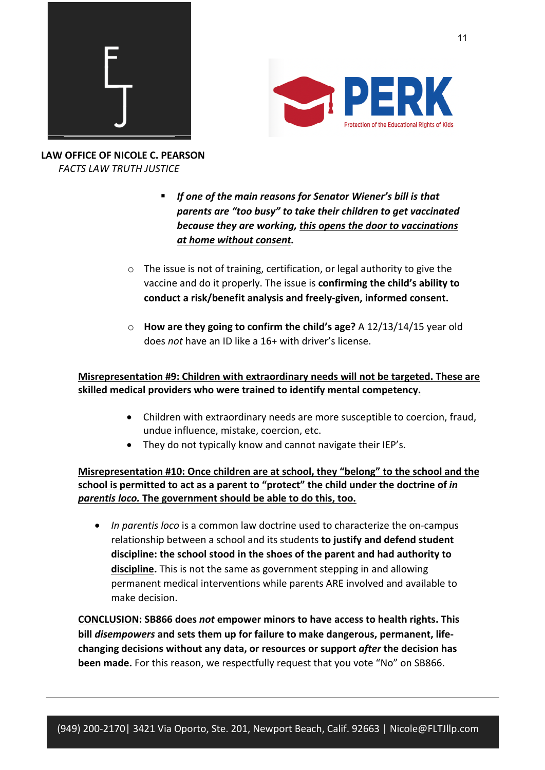**LAW OFFICE OF NICOLE C. PEARSON**
*FACTS LAW TRUTH JUSTICE*

- ***If one of the main reasons for Senator Wiener's bill is that parents are "too busy" to take their children to get vaccinated because they are working, <u>this opens the door to vaccinations at home without consent</u>.***

- The issue is not of training, certification, or legal authority to give the vaccine and do it properly. The issue is **confirming the child's ability to conduct a risk/benefit analysis and freely-given, informed consent.**

- **How are they going to confirm the child's age?** A 12/13/14/15 year old does *not* have an ID like a 16+ with driver's license.

<u>**Misrepresentation #9: Children with extraordinary needs will not be targeted. These are skilled medical providers who were trained to identify mental competency.**</u>

- Children with extraordinary needs are more susceptible to coercion, fraud, undue influence, mistake, coercion, etc.
- They do not typically know and cannot navigate their IEP's.

<u>**Misrepresentation #10: Once children are at school, they "belong" to the school and the school is permitted to act as a parent to "protect" the child under the doctrine of *in parentis loco.* The government should be able to do this, too.**</u>

- *In parentis loco* is a common law doctrine used to characterize the on-campus relationship between a school and its students **to justify and defend student discipline: the school stood in the shoes of the parent and had authority to <u>discipline</u>.** This is not the same as government stepping in and allowing permanent medical interventions while parents ARE involved and available to make decision.

**<u>CONCLUSION</u>: SB866 does *not* empower minors to have access to health rights. This bill *disempowers* and sets them up for failure to make dangerous, permanent, life-changing decisions without any data, or resources or support *after* the decision has been made.** For this reason, we respectfully request that you vote "No" on SB866.

(949) 200-2170| 3421 Via Oporto, Ste. 201, Newport Beach, Calif. 92663 | Nicole@FLTJllp.com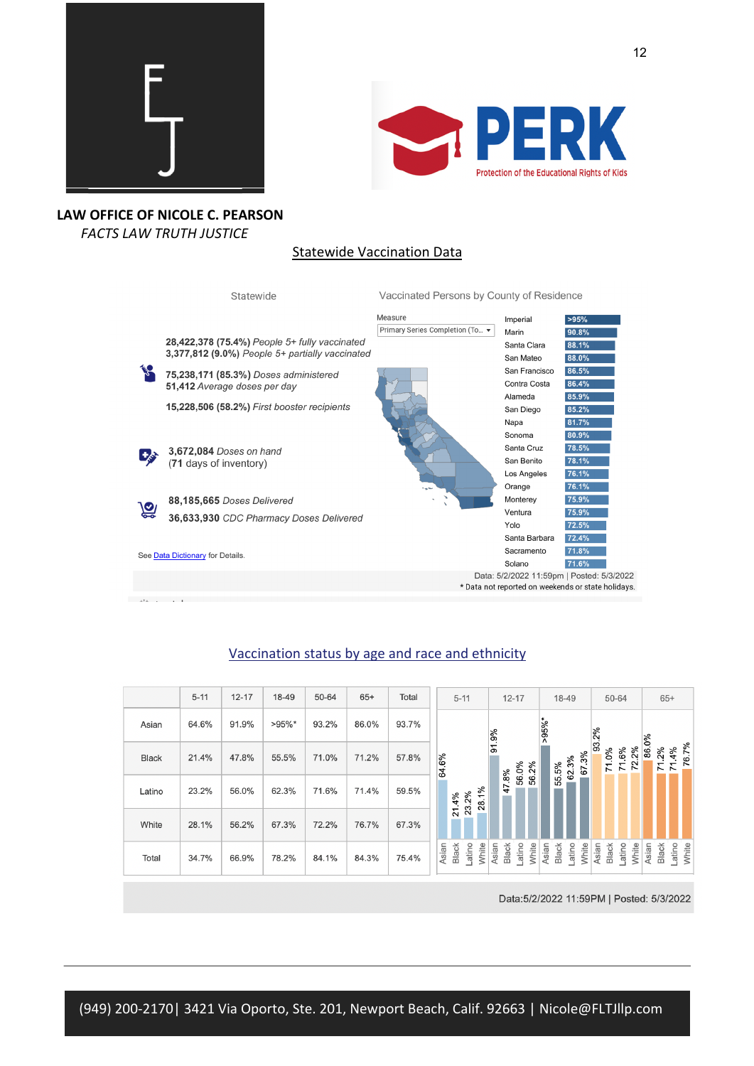**LAW OFFICE OF NICOLE C. PEARSON**
*FACTS LAW TRUTH JUSTICE*

PERK
Protection of the Educational Rights of Kids

## Statewide Vaccination Data

Statewide

**28,422,378 (75.4%)** *People 5+ fully vaccinated*
**3,377,812 (9.0%)** *People 5+ partially vaccinated*

**75,238,171 (85.3%)** *Doses administered*
**51,412** *Average doses per day*

**15,228,506 (58.2%)** *First booster recipients*

**3,672,084** *Doses on hand*
(**71** days of inventory)

**88,185,665** *Doses Delivered*
**36,633,930** *CDC Pharmacy Doses Delivered*

See Data Dictionary for Details.

Vaccinated Persons by County of Residence

Measure
Primary Series Completion (To...

Imperial >95%
Marin 90.8%
Santa Clara 88.1%
San Mateo 88.0%
San Francisco 86.5%
Contra Costa 86.4%
Alameda 85.9%
San Diego 85.2%
Napa 81.7%
Sonoma 80.9%
Santa Cruz 78.5%
San Benito 78.1%
Los Angeles 76.1%
Orange 76.1%
Monterey 75.9%
Ventura 75.9%
Yolo 72.5%
Santa Barbara 72.4%
Sacramento 71.8%
Solano 71.6%

Data: 5/2/2022 11:59pm | Posted: 5/3/2022
* Data not reported on weekends or state holidays.

## Vaccination status by age and race and ethnicity

| | 5-11 | 12-17 | 18-49 | 50-64 | 65+ | Total |
|---|---|---|---|---|---|---|
| Asian | 64.6% | 91.9% | >95%* | 93.2% | 86.0% | 93.7% |
| Black | 21.4% | 47.8% | 55.5% | 71.0% | 71.2% | 57.8% |
| Latino | 23.2% | 56.0% | 62.3% | 71.6% | 71.4% | 59.5% |
| White | 28.1% | 56.2% | 67.3% | 72.2% | 76.7% | 67.3% |
| Total | 34.7% | 66.9% | 78.2% | 84.1% | 84.3% | 75.4% |

5-11 12-17 18-49 50-64 65+

64.6% 21.4% 23.2% 28.1% 91.9% 47.8% 56.0% 56.2% >95%* 55.5% 62.3% 67.3% 93.2% 71.0% 71.6% 72.2% 86.0% 71.2% 71.4% 76.7%

Asian Black Latino White Asian Black Latino White Asian Black Latino White Asian Black Latino White Asian Black Latino White

Data:5/2/2022 11:59PM | Posted: 5/3/2022

(949) 200-2170| 3421 Via Oporto, Ste. 201, Newport Beach, Calif. 92663 | Nicole@FLTJllp.com